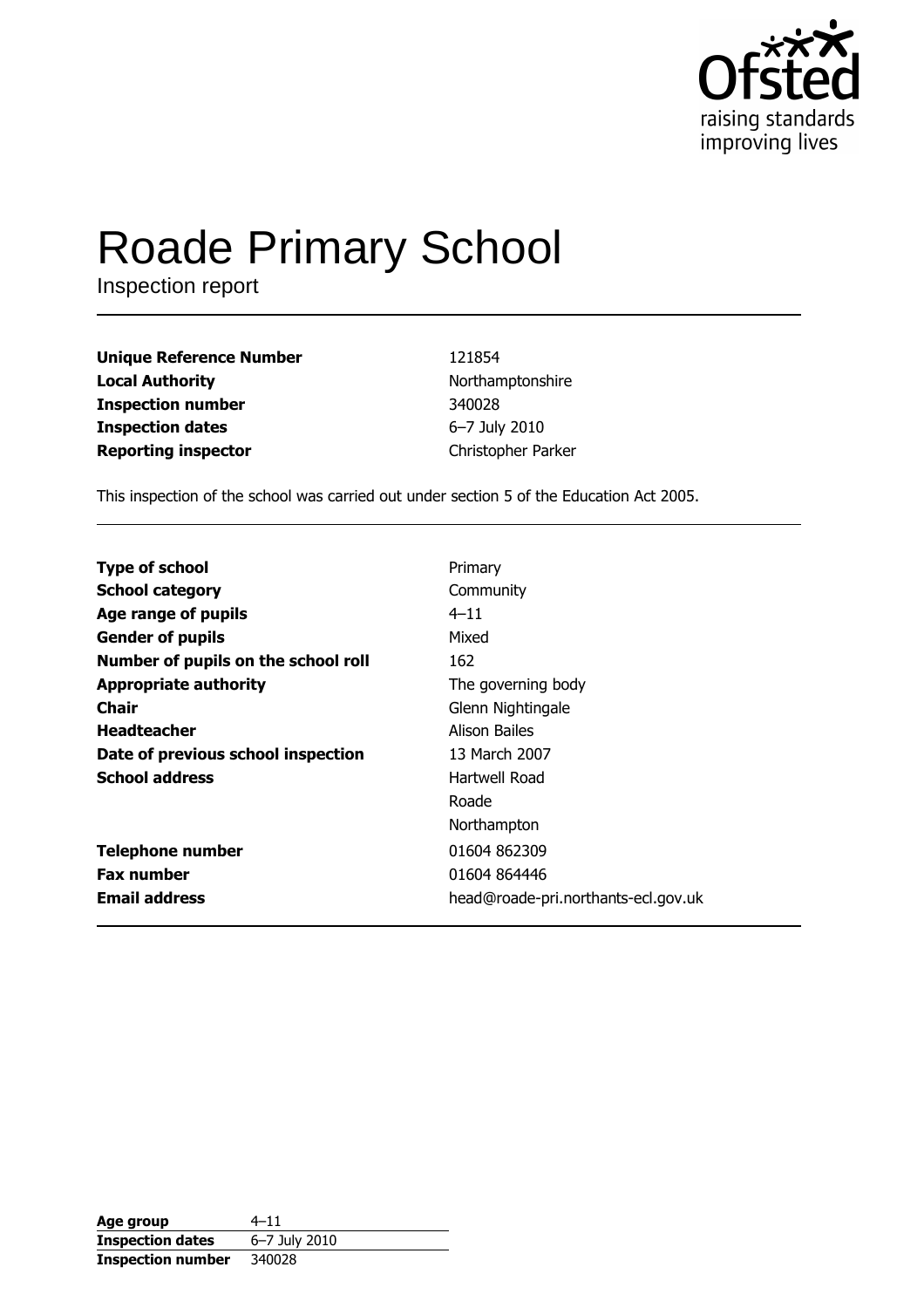Ofsted
raising standards
improving lives

# Roade Primary School

Inspection report

| | |
|---|---|
| **Unique Reference Number** | 121854 |
| **Local Authority** | Northamptonshire |
| **Inspection number** | 340028 |
| **Inspection dates** | 6–7 July 2010 |
| **Reporting inspector** | Christopher Parker |

This inspection of the school was carried out under section 5 of the Education Act 2005.

| | |
|---|---|
| **Type of school** | Primary |
| **School category** | Community |
| **Age range of pupils** | 4–11 |
| **Gender of pupils** | Mixed |
| **Number of pupils on the school roll** | 162 |
| **Appropriate authority** | The governing body |
| **Chair** | Glenn Nightingale |
| **Headteacher** | Alison Bailes |
| **Date of previous school inspection** | 13 March 2007 |
| **School address** | Hartwell Road<br>Roade<br>Northampton |
| **Telephone number** | 01604 862309 |
| **Fax number** | 01604 864446 |
| **Email address** | head@roade-pri.northants-ecl.gov.uk |

| | |
|---|---|
| **Age group** | 4–11 |
| **Inspection dates** | 6–7 July 2010 |
| **Inspection number** | 340028 |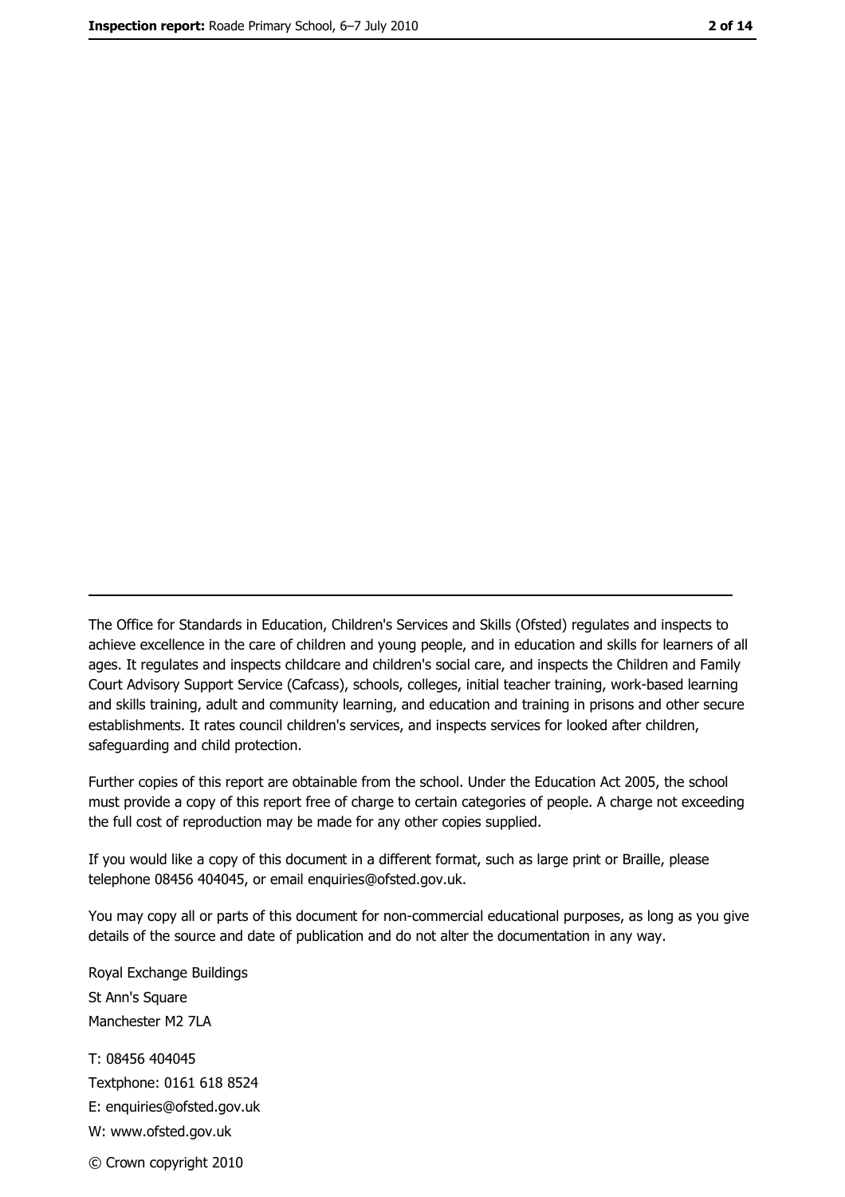The Office for Standards in Education, Children's Services and Skills (Ofsted) regulates and inspects to achieve excellence in the care of children and young people, and in education and skills for learners of all ages. It regulates and inspects childcare and children's social care, and inspects the Children and Family Court Advisory Support Service (Cafcass), schools, colleges, initial teacher training, work-based learning and skills training, adult and community learning, and education and training in prisons and other secure establishments. It rates council children's services, and inspects services for looked after children, safeguarding and child protection.

Further copies of this report are obtainable from the school. Under the Education Act 2005, the school must provide a copy of this report free of charge to certain categories of people. A charge not exceeding the full cost of reproduction may be made for any other copies supplied.

If you would like a copy of this document in a different format, such as large print or Braille, please telephone 08456 404045, or email enquiries@ofsted.gov.uk.

You may copy all or parts of this document for non-commercial educational purposes, as long as you give details of the source and date of publication and do not alter the documentation in any way.

Royal Exchange Buildings
St Ann's Square
Manchester M2 7LA

T: 08456 404045
Textphone: 0161 618 8524
E: enquiries@ofsted.gov.uk
W: www.ofsted.gov.uk

© Crown copyright 2010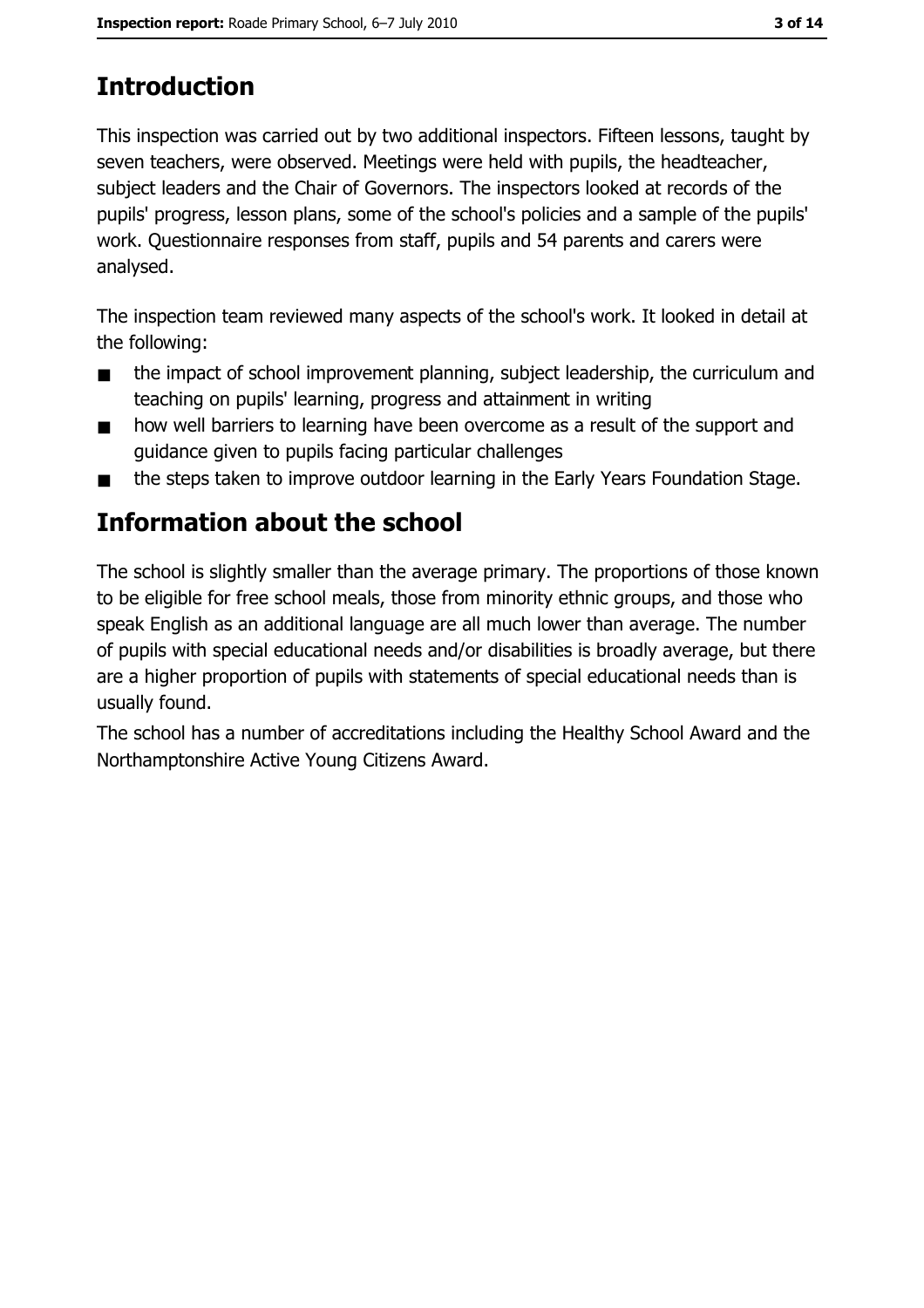## Introduction

This inspection was carried out by two additional inspectors. Fifteen lessons, taught by seven teachers, were observed. Meetings were held with pupils, the headteacher, subject leaders and the Chair of Governors. The inspectors looked at records of the pupils' progress, lesson plans, some of the school's policies and a sample of the pupils' work. Questionnaire responses from staff, pupils and 54 parents and carers were analysed.

The inspection team reviewed many aspects of the school's work. It looked in detail at the following:

- the impact of school improvement planning, subject leadership, the curriculum and teaching on pupils' learning, progress and attainment in writing
- how well barriers to learning have been overcome as a result of the support and guidance given to pupils facing particular challenges
- the steps taken to improve outdoor learning in the Early Years Foundation Stage.

## Information about the school

The school is slightly smaller than the average primary. The proportions of those known to be eligible for free school meals, those from minority ethnic groups, and those who speak English as an additional language are all much lower than average. The number of pupils with special educational needs and/or disabilities is broadly average, but there are a higher proportion of pupils with statements of special educational needs than is usually found.

The school has a number of accreditations including the Healthy School Award and the Northamptonshire Active Young Citizens Award.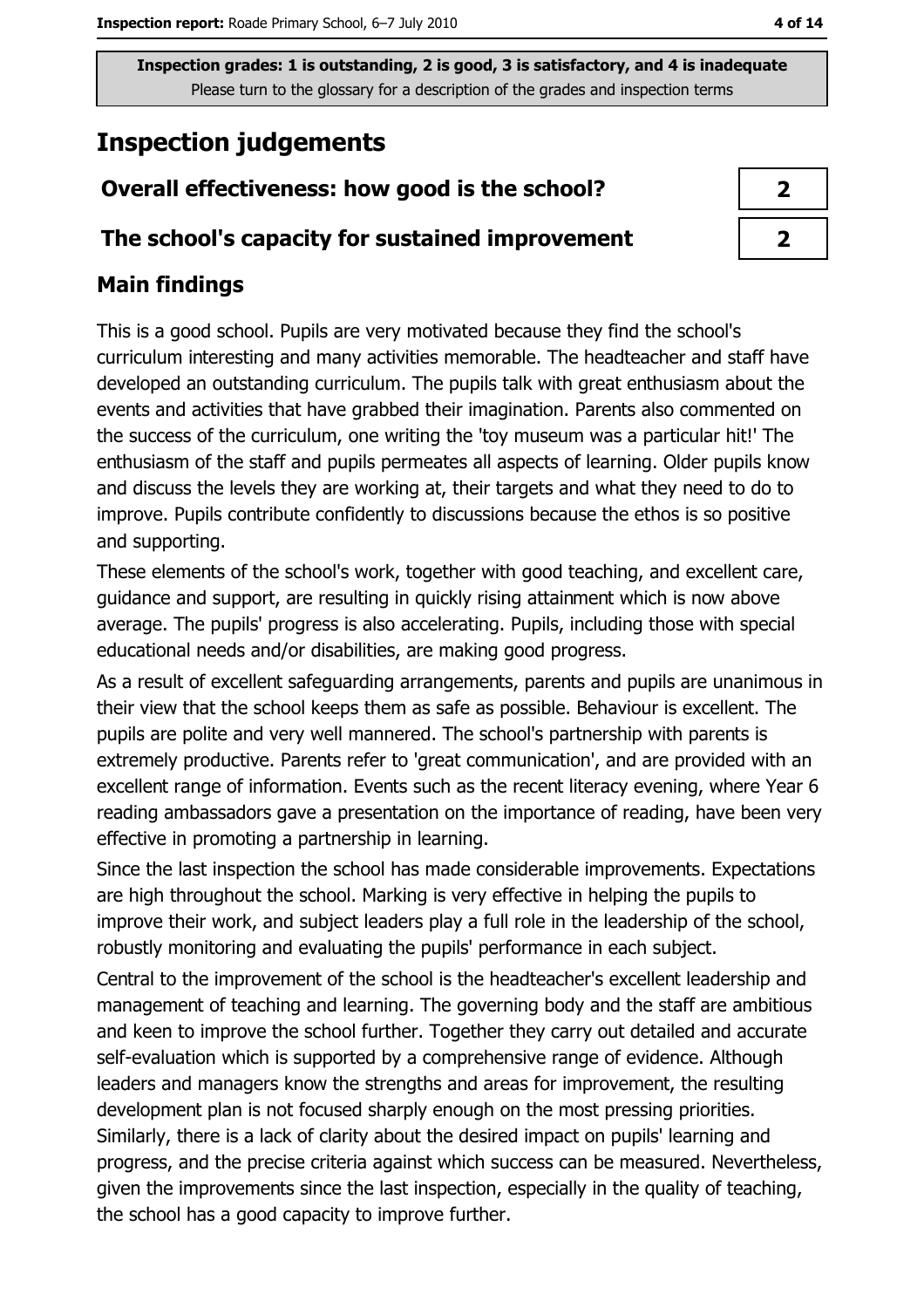**Inspection grades: 1 is outstanding, 2 is good, 3 is satisfactory, and 4 is inadequate**
Please turn to the glossary for a description of the grades and inspection terms

# Inspection judgements

| | |
|---|---|
| **Overall effectiveness: how good is the school?** | **2** |
| **The school's capacity for sustained improvement** | **2** |

## Main findings

This is a good school. Pupils are very motivated because they find the school's curriculum interesting and many activities memorable. The headteacher and staff have developed an outstanding curriculum. The pupils talk with great enthusiasm about the events and activities that have grabbed their imagination. Parents also commented on the success of the curriculum, one writing the 'toy museum was a particular hit!' The enthusiasm of the staff and pupils permeates all aspects of learning. Older pupils know and discuss the levels they are working at, their targets and what they need to do to improve. Pupils contribute confidently to discussions because the ethos is so positive and supporting.

These elements of the school's work, together with good teaching, and excellent care, guidance and support, are resulting in quickly rising attainment which is now above average. The pupils' progress is also accelerating. Pupils, including those with special educational needs and/or disabilities, are making good progress.

As a result of excellent safeguarding arrangements, parents and pupils are unanimous in their view that the school keeps them as safe as possible. Behaviour is excellent. The pupils are polite and very well mannered. The school's partnership with parents is extremely productive. Parents refer to 'great communication', and are provided with an excellent range of information. Events such as the recent literacy evening, where Year 6 reading ambassadors gave a presentation on the importance of reading, have been very effective in promoting a partnership in learning.

Since the last inspection the school has made considerable improvements. Expectations are high throughout the school. Marking is very effective in helping the pupils to improve their work, and subject leaders play a full role in the leadership of the school, robustly monitoring and evaluating the pupils' performance in each subject.

Central to the improvement of the school is the headteacher's excellent leadership and management of teaching and learning. The governing body and the staff are ambitious and keen to improve the school further. Together they carry out detailed and accurate self-evaluation which is supported by a comprehensive range of evidence. Although leaders and managers know the strengths and areas for improvement, the resulting development plan is not focused sharply enough on the most pressing priorities. Similarly, there is a lack of clarity about the desired impact on pupils' learning and progress, and the precise criteria against which success can be measured. Nevertheless, given the improvements since the last inspection, especially in the quality of teaching, the school has a good capacity to improve further.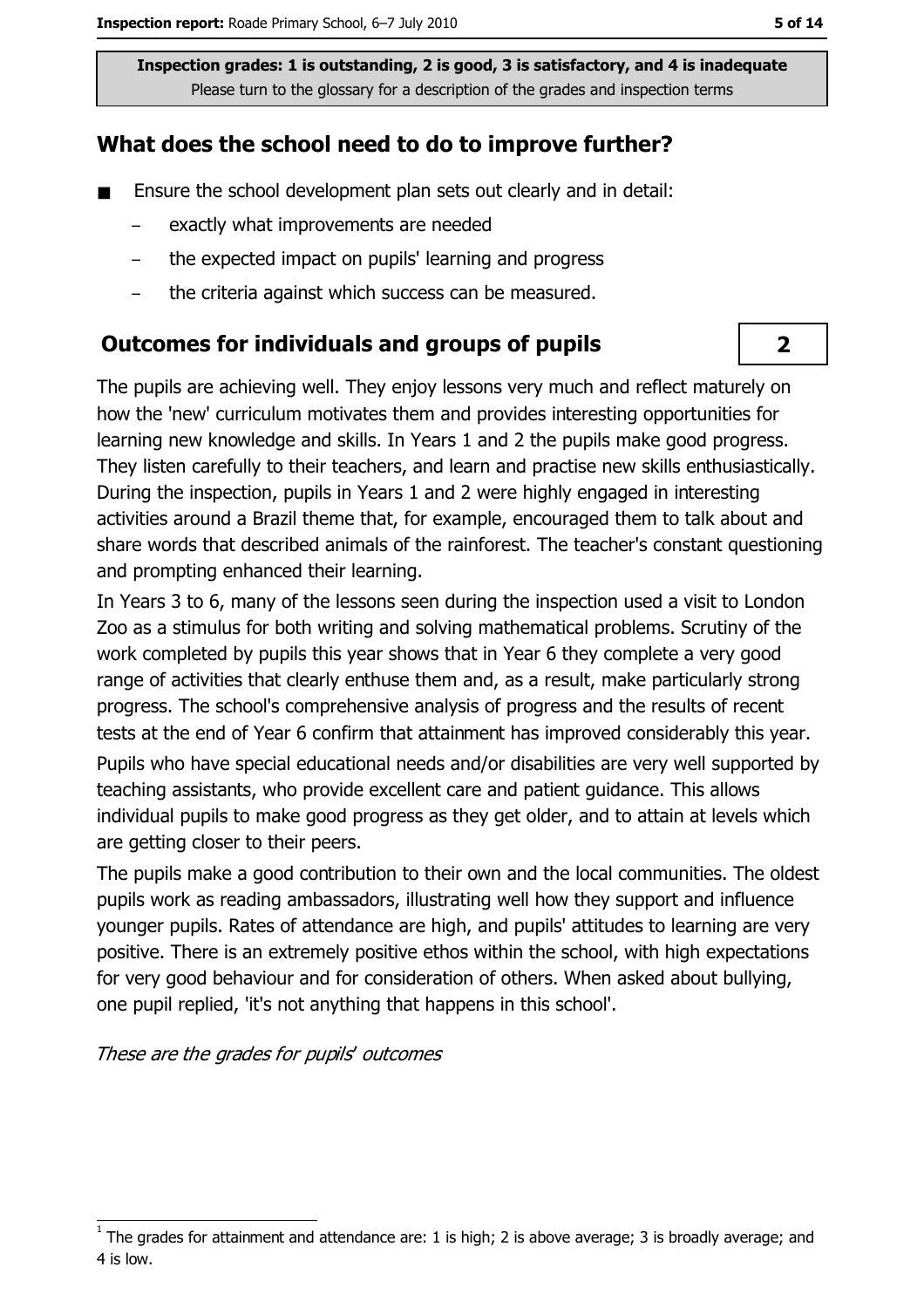**Inspection grades: 1 is outstanding, 2 is good, 3 is satisfactory, and 4 is inadequate**
Please turn to the glossary for a description of the grades and inspection terms

## What does the school need to do to improve further?

- Ensure the school development plan sets out clearly and in detail:
  - exactly what improvements are needed
  - the expected impact on pupils' learning and progress
  - the criteria against which success can be measured.

## Outcomes for individuals and groups of pupils

**2**

The pupils are achieving well. They enjoy lessons very much and reflect maturely on how the 'new' curriculum motivates them and provides interesting opportunities for learning new knowledge and skills. In Years 1 and 2 the pupils make good progress. They listen carefully to their teachers, and learn and practise new skills enthusiastically. During the inspection, pupils in Years 1 and 2 were highly engaged in interesting activities around a Brazil theme that, for example, encouraged them to talk about and share words that described animals of the rainforest. The teacher's constant questioning and prompting enhanced their learning.

In Years 3 to 6, many of the lessons seen during the inspection used a visit to London Zoo as a stimulus for both writing and solving mathematical problems. Scrutiny of the work completed by pupils this year shows that in Year 6 they complete a very good range of activities that clearly enthuse them and, as a result, make particularly strong progress. The school's comprehensive analysis of progress and the results of recent tests at the end of Year 6 confirm that attainment has improved considerably this year.

Pupils who have special educational needs and/or disabilities are very well supported by teaching assistants, who provide excellent care and patient guidance. This allows individual pupils to make good progress as they get older, and to attain at levels which are getting closer to their peers.

The pupils make a good contribution to their own and the local communities. The oldest pupils work as reading ambassadors, illustrating well how they support and influence younger pupils. Rates of attendance are high, and pupils' attitudes to learning are very positive. There is an extremely positive ethos within the school, with high expectations for very good behaviour and for consideration of others. When asked about bullying, one pupil replied, 'it's not anything that happens in this school'.

*These are the grades for pupils' outcomes*

[1] The grades for attainment and attendance are: 1 is high; 2 is above average; 3 is broadly average; and 4 is low.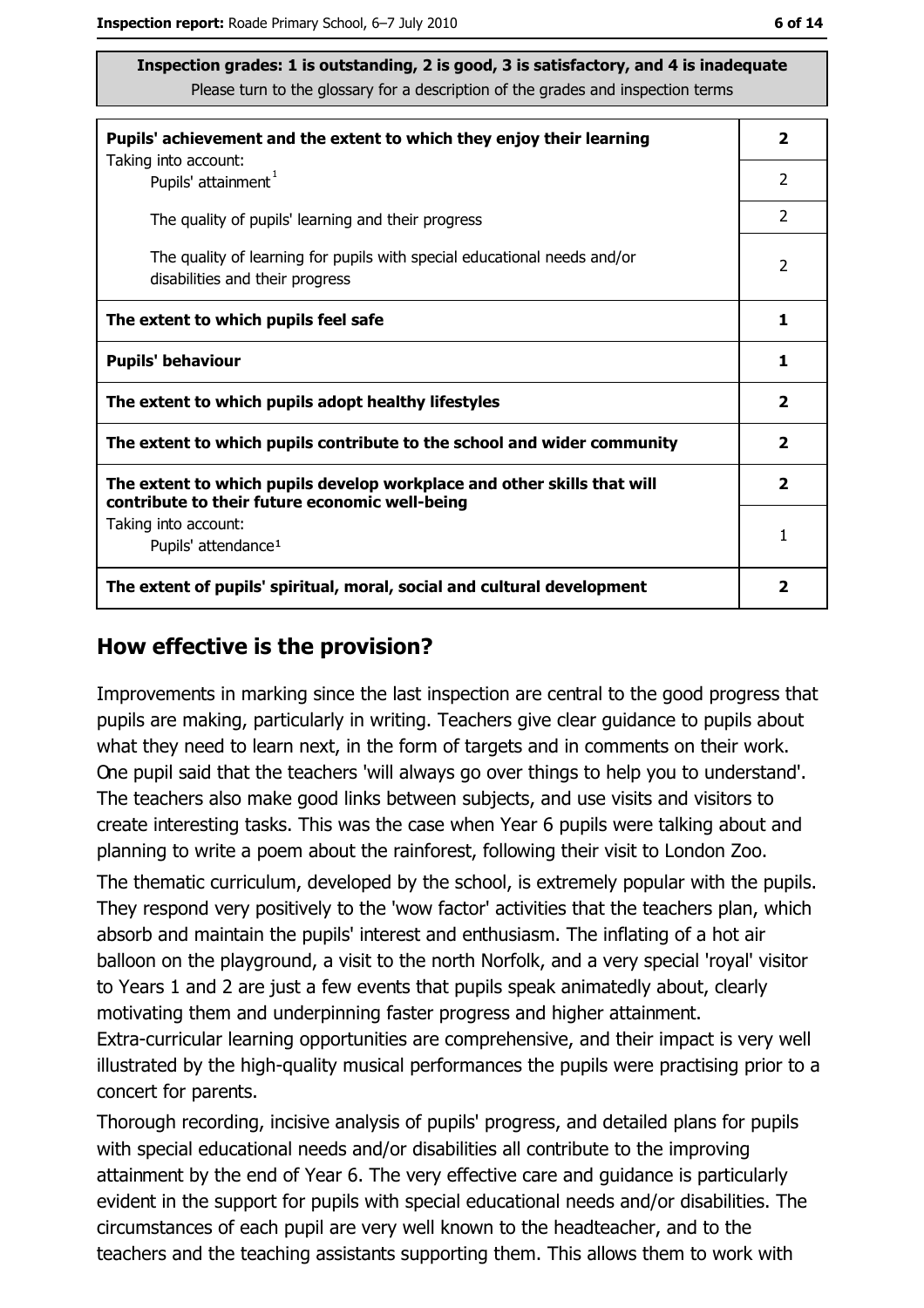**Inspection grades: 1 is outstanding, 2 is good, 3 is satisfactory, and 4 is inadequate**
Please turn to the glossary for a description of the grades and inspection terms

| | |
|---|---|
| **Pupils' achievement and the extent to which they enjoy their learning** | **2** |
| Taking into account: Pupils' attainment[1] | 2 |
| The quality of pupils' learning and their progress | 2 |
| The quality of learning for pupils with special educational needs and/or disabilities and their progress | 2 |
| **The extent to which pupils feel safe** | **1** |
| **Pupils' behaviour** | **1** |
| **The extent to which pupils adopt healthy lifestyles** | **2** |
| **The extent to which pupils contribute to the school and wider community** | **2** |
| **The extent to which pupils develop workplace and other skills that will contribute to their future economic well-being** | **2** |
| Taking into account: Pupils' attendance[1] | 1 |
| **The extent of pupils' spiritual, moral, social and cultural development** | **2** |

## How effective is the provision?

Improvements in marking since the last inspection are central to the good progress that pupils are making, particularly in writing. Teachers give clear guidance to pupils about what they need to learn next, in the form of targets and in comments on their work. One pupil said that the teachers 'will always go over things to help you to understand'. The teachers also make good links between subjects, and use visits and visitors to create interesting tasks. This was the case when Year 6 pupils were talking about and planning to write a poem about the rainforest, following their visit to London Zoo.

The thematic curriculum, developed by the school, is extremely popular with the pupils. They respond very positively to the 'wow factor' activities that the teachers plan, which absorb and maintain the pupils' interest and enthusiasm. The inflating of a hot air balloon on the playground, a visit to the north Norfolk, and a very special 'royal' visitor to Years 1 and 2 are just a few events that pupils speak animatedly about, clearly motivating them and underpinning faster progress and higher attainment. Extra-curricular learning opportunities are comprehensive, and their impact is very well illustrated by the high-quality musical performances the pupils were practising prior to a concert for parents.

Thorough recording, incisive analysis of pupils' progress, and detailed plans for pupils with special educational needs and/or disabilities all contribute to the improving attainment by the end of Year 6. The very effective care and guidance is particularly evident in the support for pupils with special educational needs and/or disabilities. The circumstances of each pupil are very well known to the headteacher, and to the teachers and the teaching assistants supporting them. This allows them to work with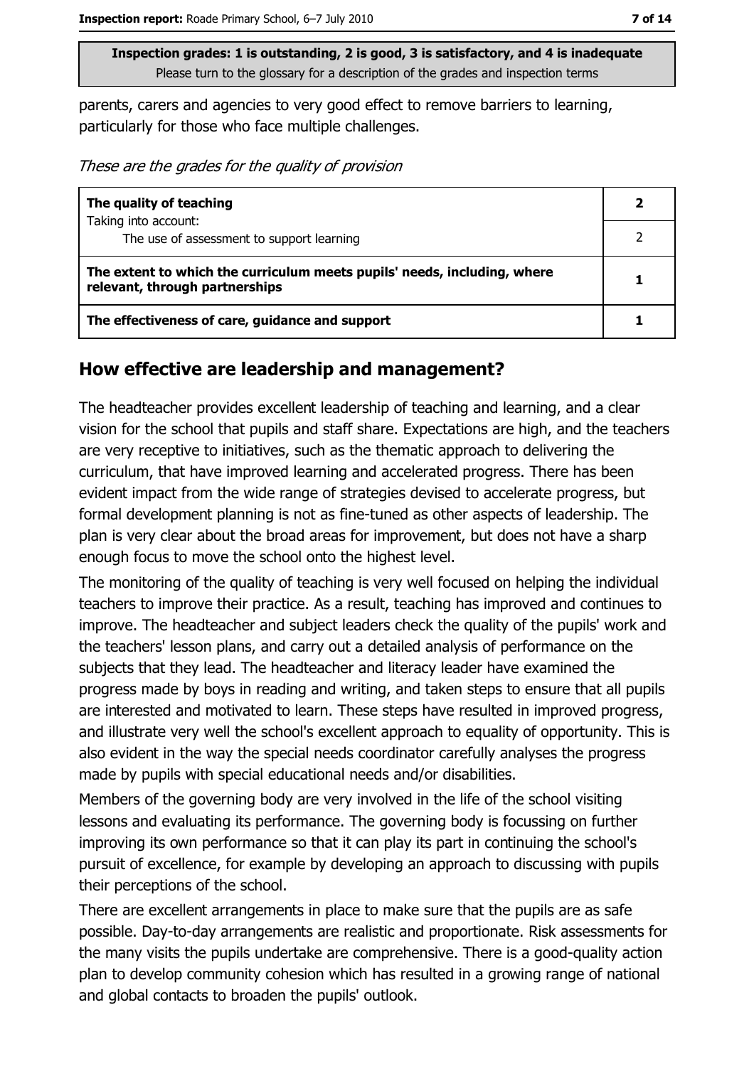Inspection grades: 1 is outstanding, 2 is good, 3 is satisfactory, and 4 is inadequate
Please turn to the glossary for a description of the grades and inspection terms

parents, carers and agencies to very good effect to remove barriers to learning, particularly for those who face multiple challenges.

*These are the grades for the quality of provision*

| | |
|---|---|
| **The quality of teaching**<br>Taking into account: | **2** |
| The use of assessment to support learning | 2 |
| **The extent to which the curriculum meets pupils' needs, including, where relevant, through partnerships** | **1** |
| **The effectiveness of care, guidance and support** | **1** |

## How effective are leadership and management?

The headteacher provides excellent leadership of teaching and learning, and a clear vision for the school that pupils and staff share. Expectations are high, and the teachers are very receptive to initiatives, such as the thematic approach to delivering the curriculum, that have improved learning and accelerated progress. There has been evident impact from the wide range of strategies devised to accelerate progress, but formal development planning is not as fine-tuned as other aspects of leadership. The plan is very clear about the broad areas for improvement, but does not have a sharp enough focus to move the school onto the highest level.

The monitoring of the quality of teaching is very well focused on helping the individual teachers to improve their practice. As a result, teaching has improved and continues to improve. The headteacher and subject leaders check the quality of the pupils' work and the teachers' lesson plans, and carry out a detailed analysis of performance on the subjects that they lead. The headteacher and literacy leader have examined the progress made by boys in reading and writing, and taken steps to ensure that all pupils are interested and motivated to learn. These steps have resulted in improved progress, and illustrate very well the school's excellent approach to equality of opportunity. This is also evident in the way the special needs coordinator carefully analyses the progress made by pupils with special educational needs and/or disabilities.

Members of the governing body are very involved in the life of the school visiting lessons and evaluating its performance. The governing body is focussing on further improving its own performance so that it can play its part in continuing the school's pursuit of excellence, for example by developing an approach to discussing with pupils their perceptions of the school.

There are excellent arrangements in place to make sure that the pupils are as safe possible. Day-to-day arrangements are realistic and proportionate. Risk assessments for the many visits the pupils undertake are comprehensive. There is a good-quality action plan to develop community cohesion which has resulted in a growing range of national and global contacts to broaden the pupils' outlook.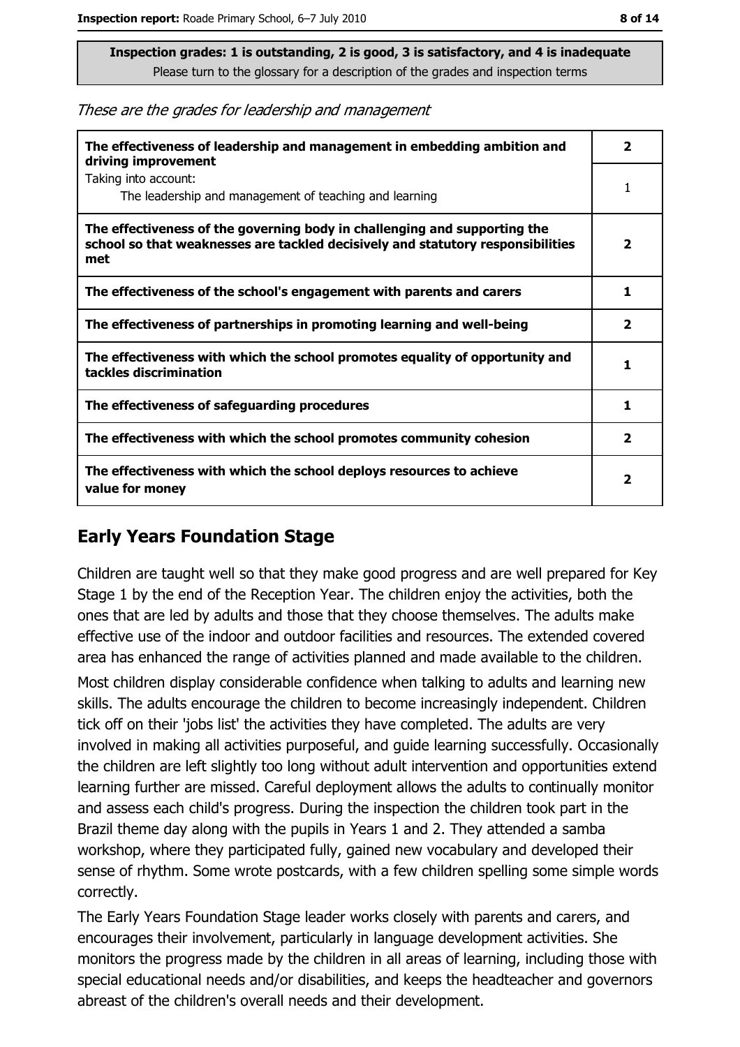**Inspection grades: 1 is outstanding, 2 is good, 3 is satisfactory, and 4 is inadequate**
Please turn to the glossary for a description of the grades and inspection terms

*These are the grades for leadership and management*

| | |
|---|---|
| **The effectiveness of leadership and management in embedding ambition and driving improvement** | **2** |
| Taking into account:<br>The leadership and management of teaching and learning | 1 |
| **The effectiveness of the governing body in challenging and supporting the school so that weaknesses are tackled decisively and statutory responsibilities met** | **2** |
| **The effectiveness of the school's engagement with parents and carers** | **1** |
| **The effectiveness of partnerships in promoting learning and well-being** | **2** |
| **The effectiveness with which the school promotes equality of opportunity and tackles discrimination** | **1** |
| **The effectiveness of safeguarding procedures** | **1** |
| **The effectiveness with which the school promotes community cohesion** | **2** |
| **The effectiveness with which the school deploys resources to achieve value for money** | **2** |

## Early Years Foundation Stage

Children are taught well so that they make good progress and are well prepared for Key Stage 1 by the end of the Reception Year. The children enjoy the activities, both the ones that are led by adults and those that they choose themselves. The adults make effective use of the indoor and outdoor facilities and resources. The extended covered area has enhanced the range of activities planned and made available to the children.

Most children display considerable confidence when talking to adults and learning new skills. The adults encourage the children to become increasingly independent. Children tick off on their 'jobs list' the activities they have completed. The adults are very involved in making all activities purposeful, and guide learning successfully. Occasionally the children are left slightly too long without adult intervention and opportunities extend learning further are missed. Careful deployment allows the adults to continually monitor and assess each child's progress. During the inspection the children took part in the Brazil theme day along with the pupils in Years 1 and 2. They attended a samba workshop, where they participated fully, gained new vocabulary and developed their sense of rhythm. Some wrote postcards, with a few children spelling some simple words correctly.

The Early Years Foundation Stage leader works closely with parents and carers, and encourages their involvement, particularly in language development activities. She monitors the progress made by the children in all areas of learning, including those with special educational needs and/or disabilities, and keeps the headteacher and governors abreast of the children's overall needs and their development.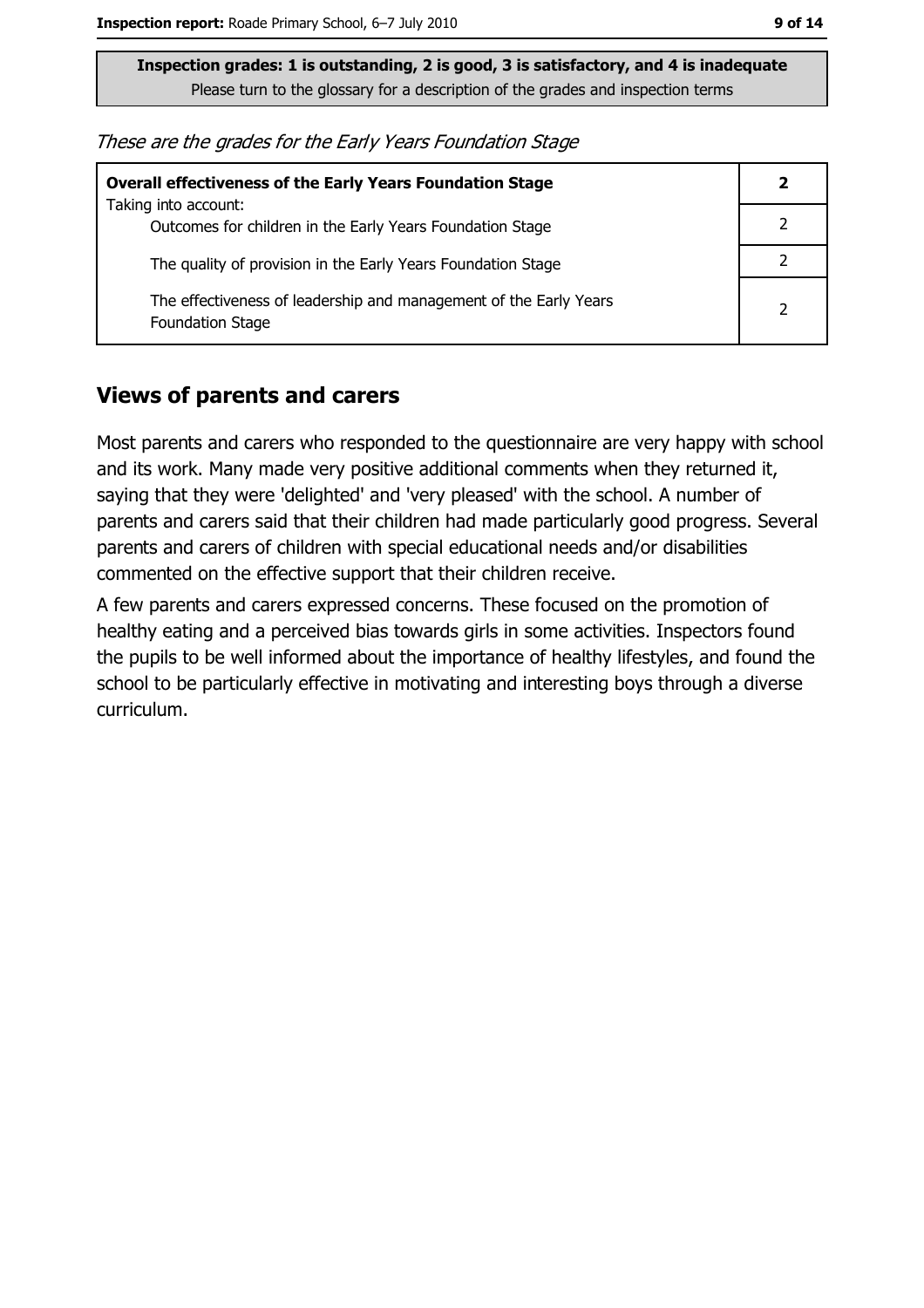**Inspection grades: 1 is outstanding, 2 is good, 3 is satisfactory, and 4 is inadequate**
Please turn to the glossary for a description of the grades and inspection terms

*These are the grades for the Early Years Foundation Stage*

| | |
|---|---|
| **Overall effectiveness of the Early Years Foundation Stage** Taking into account: | **2** |
| Outcomes for children in the Early Years Foundation Stage | 2 |
| The quality of provision in the Early Years Foundation Stage | 2 |
| The effectiveness of leadership and management of the Early Years Foundation Stage | 2 |

## Views of parents and carers

Most parents and carers who responded to the questionnaire are very happy with school and its work. Many made very positive additional comments when they returned it, saying that they were 'delighted' and 'very pleased' with the school. A number of parents and carers said that their children had made particularly good progress. Several parents and carers of children with special educational needs and/or disabilities commented on the effective support that their children receive.

A few parents and carers expressed concerns. These focused on the promotion of healthy eating and a perceived bias towards girls in some activities. Inspectors found the pupils to be well informed about the importance of healthy lifestyles, and found the school to be particularly effective in motivating and interesting boys through a diverse curriculum.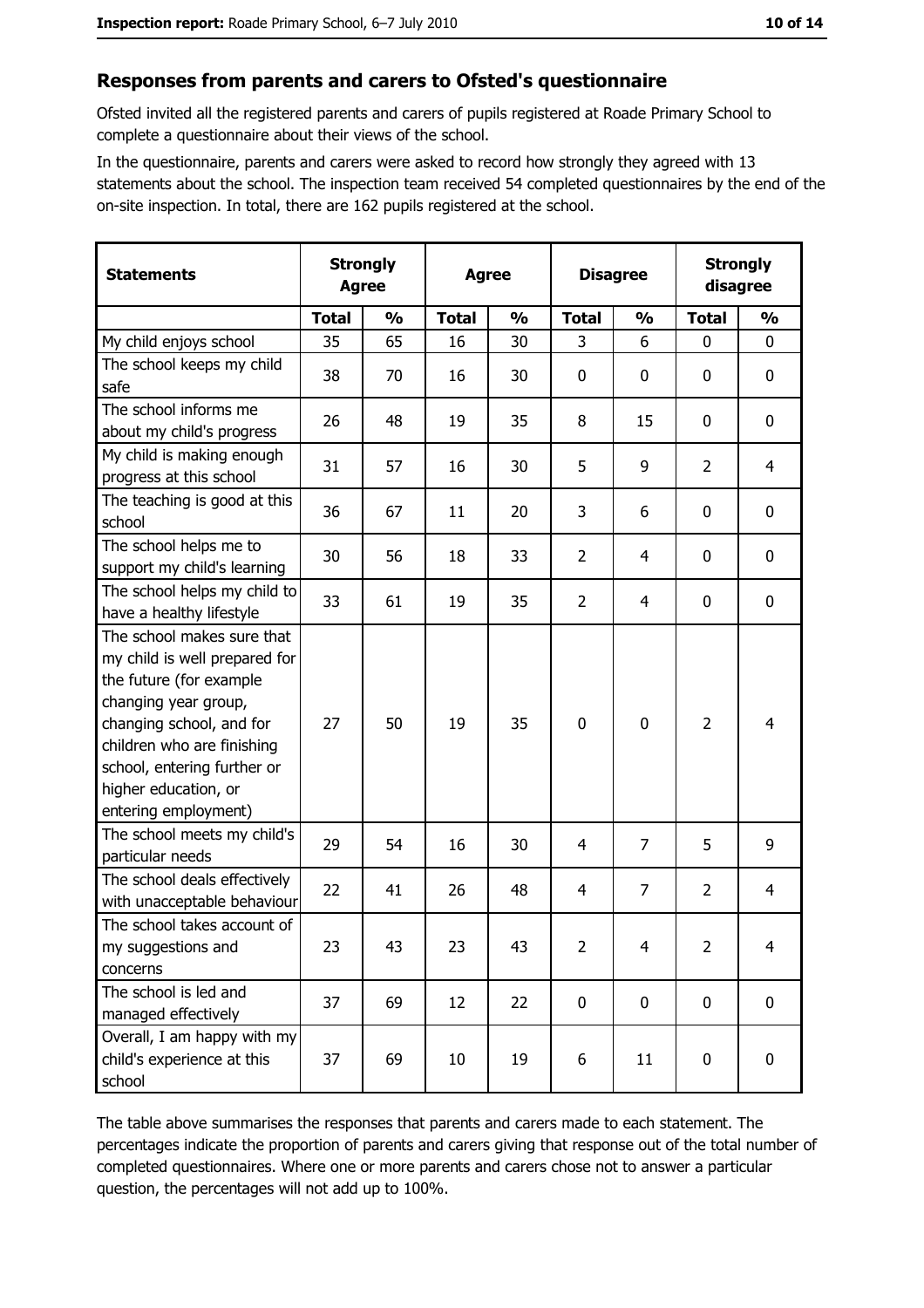## Responses from parents and carers to Ofsted's questionnaire

Ofsted invited all the registered parents and carers of pupils registered at Roade Primary School to complete a questionnaire about their views of the school.

In the questionnaire, parents and carers were asked to record how strongly they agreed with 13 statements about the school. The inspection team received 54 completed questionnaires by the end of the on-site inspection. In total, there are 162 pupils registered at the school.

| Statements | Strongly Agree | | Agree | | Disagree | | Strongly disagree | |
|---|---|---|---|---|---|---|---|---|
| | Total | % | Total | % | Total | % | Total | % |
| My child enjoys school | 35 | 65 | 16 | 30 | 3 | 6 | 0 | 0 |
| The school keeps my child safe | 38 | 70 | 16 | 30 | 0 | 0 | 0 | 0 |
| The school informs me about my child's progress | 26 | 48 | 19 | 35 | 8 | 15 | 0 | 0 |
| My child is making enough progress at this school | 31 | 57 | 16 | 30 | 5 | 9 | 2 | 4 |
| The teaching is good at this school | 36 | 67 | 11 | 20 | 3 | 6 | 0 | 0 |
| The school helps me to support my child's learning | 30 | 56 | 18 | 33 | 2 | 4 | 0 | 0 |
| The school helps my child to have a healthy lifestyle | 33 | 61 | 19 | 35 | 2 | 4 | 0 | 0 |
| The school makes sure that my child is well prepared for the future (for example changing year group, changing school, and for children who are finishing school, entering further or higher education, or entering employment) | 27 | 50 | 19 | 35 | 0 | 0 | 2 | 4 |
| The school meets my child's particular needs | 29 | 54 | 16 | 30 | 4 | 7 | 5 | 9 |
| The school deals effectively with unacceptable behaviour | 22 | 41 | 26 | 48 | 4 | 7 | 2 | 4 |
| The school takes account of my suggestions and concerns | 23 | 43 | 23 | 43 | 2 | 4 | 2 | 4 |
| The school is led and managed effectively | 37 | 69 | 12 | 22 | 0 | 0 | 0 | 0 |
| Overall, I am happy with my child's experience at this school | 37 | 69 | 10 | 19 | 6 | 11 | 0 | 0 |

The table above summarises the responses that parents and carers made to each statement. The percentages indicate the proportion of parents and carers giving that response out of the total number of completed questionnaires. Where one or more parents and carers chose not to answer a particular question, the percentages will not add up to 100%.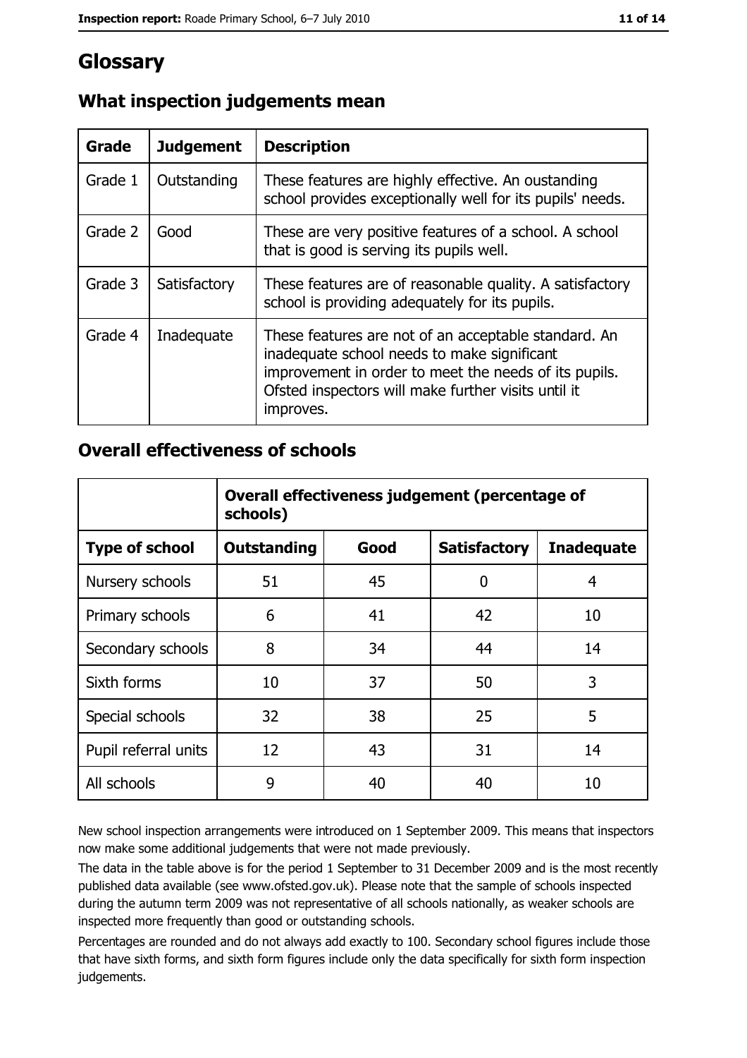# Glossary

## What inspection judgements mean

| Grade | Judgement | Description |
| --- | --- | --- |
| Grade 1 | Outstanding | These features are highly effective. An oustanding school provides exceptionally well for its pupils' needs. |
| Grade 2 | Good | These are very positive features of a school. A school that is good is serving its pupils well. |
| Grade 3 | Satisfactory | These features are of reasonable quality. A satisfactory school is providing adequately for its pupils. |
| Grade 4 | Inadequate | These features are not of an acceptable standard. An inadequate school needs to make significant improvement in order to meet the needs of its pupils. Ofsted inspectors will make further visits until it improves. |

## Overall effectiveness of schools

| | Overall effectiveness judgement (percentage of schools) | | | |
| --- | --- | --- | --- | --- |
| **Type of school** | **Outstanding** | **Good** | **Satisfactory** | **Inadequate** |
| Nursery schools | 51 | 45 | 0 | 4 |
| Primary schools | 6 | 41 | 42 | 10 |
| Secondary schools | 8 | 34 | 44 | 14 |
| Sixth forms | 10 | 37 | 50 | 3 |
| Special schools | 32 | 38 | 25 | 5 |
| Pupil referral units | 12 | 43 | 31 | 14 |
| All schools | 9 | 40 | 40 | 10 |

New school inspection arrangements were introduced on 1 September 2009. This means that inspectors now make some additional judgements that were not made previously.

The data in the table above is for the period 1 September to 31 December 2009 and is the most recently published data available (see www.ofsted.gov.uk). Please note that the sample of schools inspected during the autumn term 2009 was not representative of all schools nationally, as weaker schools are inspected more frequently than good or outstanding schools.

Percentages are rounded and do not always add exactly to 100. Secondary school figures include those that have sixth forms, and sixth form figures include only the data specifically for sixth form inspection judgements.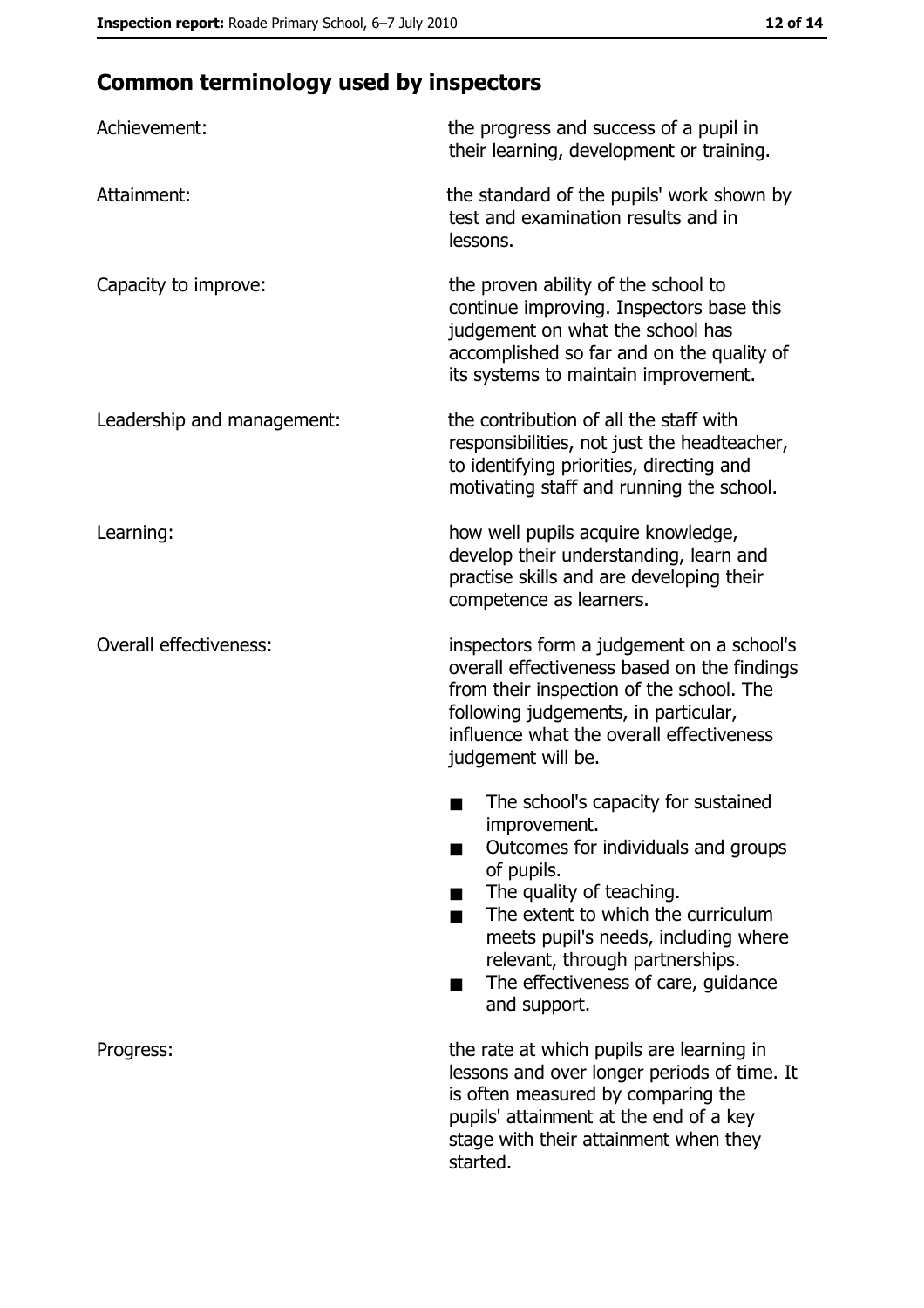## Common terminology used by inspectors

| | |
|---|---|
| Achievement: | the progress and success of a pupil in their learning, development or training. |
| Attainment: | the standard of the pupils' work shown by test and examination results and in lessons. |
| Capacity to improve: | the proven ability of the school to continue improving. Inspectors base this judgement on what the school has accomplished so far and on the quality of its systems to maintain improvement. |
| Leadership and management: | the contribution of all the staff with responsibilities, not just the headteacher, to identifying priorities, directing and motivating staff and running the school. |
| Learning: | how well pupils acquire knowledge, develop their understanding, learn and practise skills and are developing their competence as learners. |
| Overall effectiveness: | inspectors form a judgement on a school's overall effectiveness based on the findings from their inspection of the school. The following judgements, in particular, influence what the overall effectiveness judgement will be.<br>■ The school's capacity for sustained improvement.<br>■ Outcomes for individuals and groups of pupils.<br>■ The quality of teaching.<br>■ The extent to which the curriculum meets pupil's needs, including where relevant, through partnerships.<br>■ The effectiveness of care, guidance and support. |
| Progress: | the rate at which pupils are learning in lessons and over longer periods of time. It is often measured by comparing the pupils' attainment at the end of a key stage with their attainment when they started. |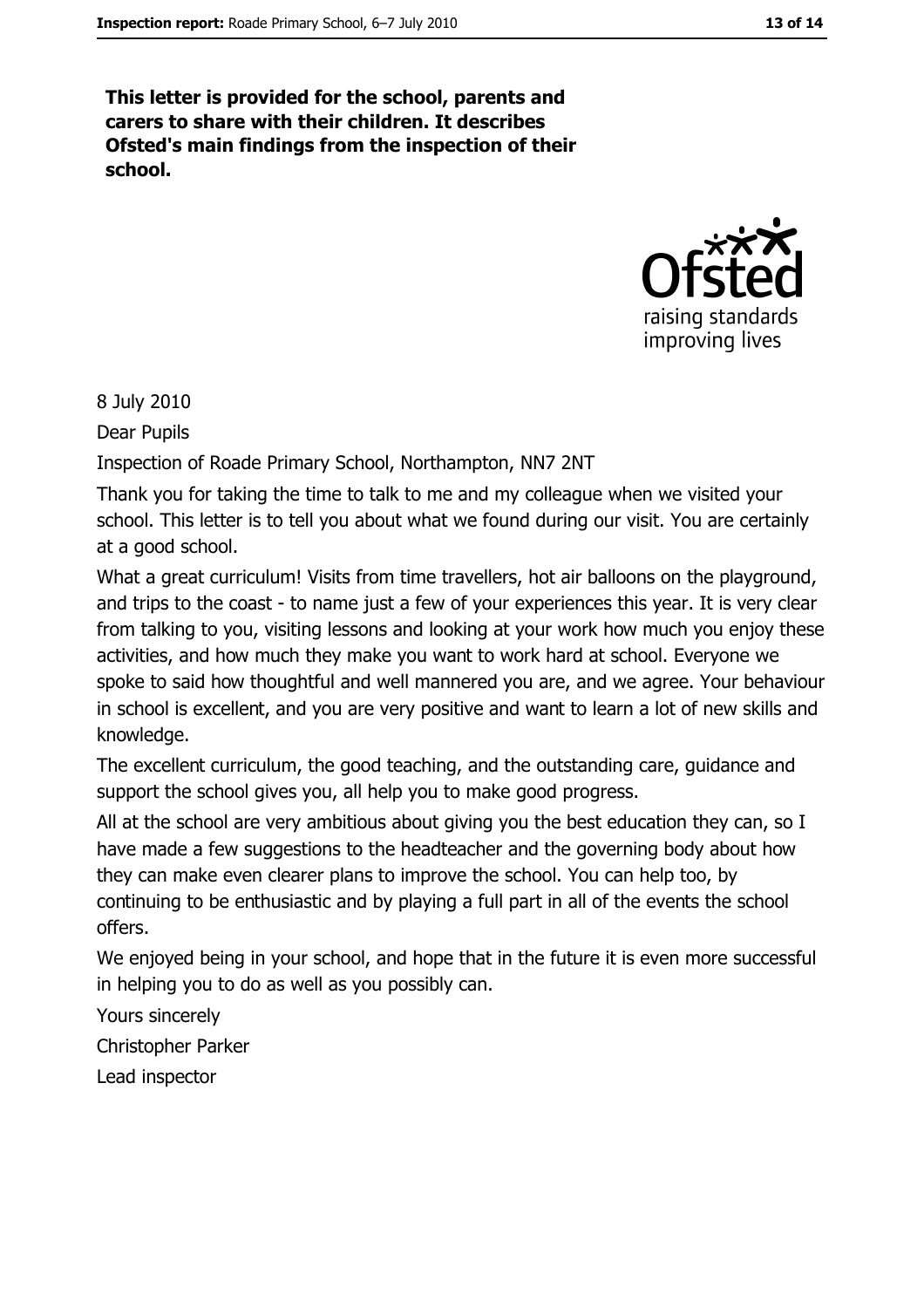**This letter is provided for the school, parents and carers to share with their children. It describes Ofsted's main findings from the inspection of their school.**

8 July 2010

Dear Pupils

Inspection of Roade Primary School, Northampton, NN7 2NT

Thank you for taking the time to talk to me and my colleague when we visited your school. This letter is to tell you about what we found during our visit. You are certainly at a good school.

What a great curriculum! Visits from time travellers, hot air balloons on the playground, and trips to the coast - to name just a few of your experiences this year. It is very clear from talking to you, visiting lessons and looking at your work how much you enjoy these activities, and how much they make you want to work hard at school. Everyone we spoke to said how thoughtful and well mannered you are, and we agree. Your behaviour in school is excellent, and you are very positive and want to learn a lot of new skills and knowledge.

The excellent curriculum, the good teaching, and the outstanding care, guidance and support the school gives you, all help you to make good progress.

All at the school are very ambitious about giving you the best education they can, so I have made a few suggestions to the headteacher and the governing body about how they can make even clearer plans to improve the school. You can help too, by continuing to be enthusiastic and by playing a full part in all of the events the school offers.

We enjoyed being in your school, and hope that in the future it is even more successful in helping you to do as well as you possibly can.

Yours sincerely

Christopher Parker

Lead inspector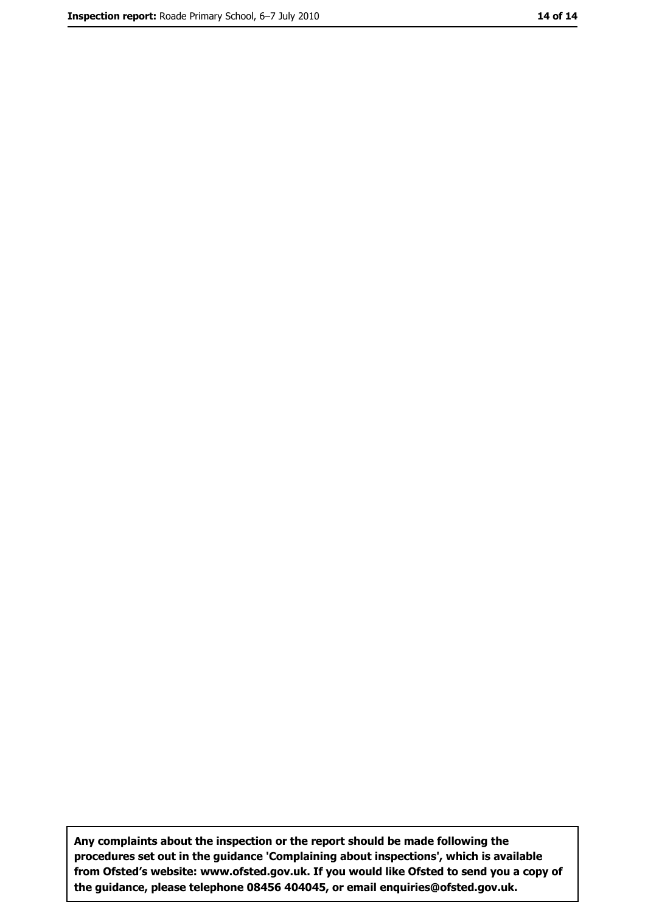**Any complaints about the inspection or the report should be made following the procedures set out in the guidance 'Complaining about inspections', which is available from Ofsted's website: www.ofsted.gov.uk. If you would like Ofsted to send you a copy of the guidance, please telephone 08456 404045, or email enquiries@ofsted.gov.uk.**